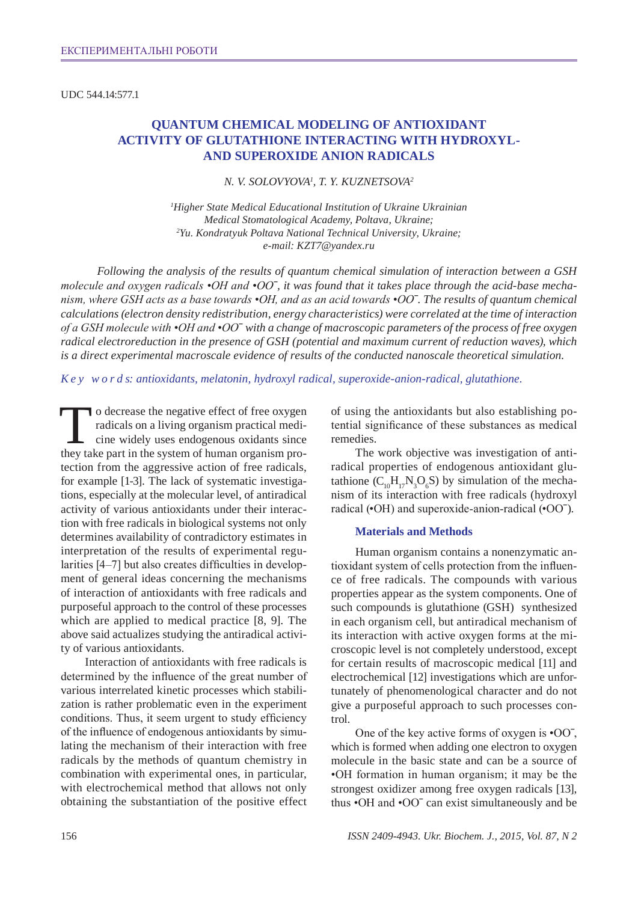ЕКСПЕРИМЕНТАЛЬНІ РОБОТИ

UDC 544.14:577.1

# QUANTUM CHEMICAL MODELING OF ANTIOXIDANT ACTIVITY OF GLUTATHIONE INTERACTING WITH HYDROXYL- AND SUPEROXIDE ANION RADICALS

*N. V. SOLOVYOVA[1], T. Y. KUZNETSOVA[2]*

*[1]Higher State Medical Educational Institution of Ukraine Ukrainian Medical Stomatological Academy, Poltava, Ukraine;*
*[2]Yu. Kondratyuk Poltava National Technical University, Ukraine;*
*e-mail: KZT7@yandex.ru*

*Following the analysis of the results of quantum chemical simulation of interaction between a GSH molecule and oxygen radicals •OH and •OO⁻, it was found that it takes place through the acid-base mechanism, where GSH acts as a base towards •OH, and as an acid towards •OO⁻. The results of quantum chemical calculations (electron density redistribution, energy characteristics) were correlated at the time of interaction of a GSH molecule with •OH and •OO⁻ with a change of macroscopic parameters of the process of free oxygen radical electroreduction in the presence of GSH (potential and maximum current of reduction waves), which is a direct experimental macroscale evidence of results of the conducted nanoscale theoretical simulation.*

*K e y w o r d s: antioxidants, melatonin, hydroxyl radical, superoxide-anion-radical, glutathione.*

To decrease the negative effect of free oxygen radicals on a living organism practical medicine widely uses endogenous oxidants since they take part in the system of human organism protection from the aggressive action of free radicals, for example [1-3]. The lack of systematic investigations, especially at the molecular level, of antiradical activity of various antioxidants under their interaction with free radicals in biological systems not only determines availability of contradictory estimates in interpretation of the results of experimental regularities [4–7] but also creates difficulties in development of general ideas concerning the mechanisms of interaction of antioxidants with free radicals and purposeful approach to the control of these processes which are applied to medical practice [8, 9]. The above said actualizes studying the antiradical activity of various antioxidants.

Interaction of antioxidants with free radicals is determined by the influence of the great number of various interrelated kinetic processes which stabilization is rather problematic even in the experiment conditions. Thus, it seem urgent to study efficiency of the influence of endogenous antioxidants by simulating the mechanism of their interaction with free radicals by the methods of quantum chemistry in combination with experimental ones, in particular, with electrochemical method that allows not only obtaining the substantiation of the positive effect of using the antioxidants but also establishing potential significance of these substances as medical remedies.

The work objective was investigation of antiradical properties of endogenous antioxidant glutathione ($C_{10}H_{17}N_3O_6S$) by simulation of the mechanism of its interaction with free radicals (hydroxyl radical (•OH) and superoxide-anion-radical (•OO⁻).

## Materials and Methods

Human organism contains a nonenzymatic antioxidant system of cells protection from the influence of free radicals. The compounds with various properties appear as the system components. One of such compounds is glutathione (GSH) synthesized in each organism cell, but antiradical mechanism of its interaction with active oxygen forms at the microscopic level is not completely understood, except for certain results of macroscopic medical [11] and electrochemical [12] investigations which are unfortunately of phenomenological character and do not give a purposeful approach to such processes control.

One of the key active forms of oxygen is •OO⁻, which is formed when adding one electron to oxygen molecule in the basic state and can be a source of •OH formation in human organism; it may be the strongest oxidizer among free oxygen radicals [13], thus •OH and •OO⁻ can exist simultaneously and be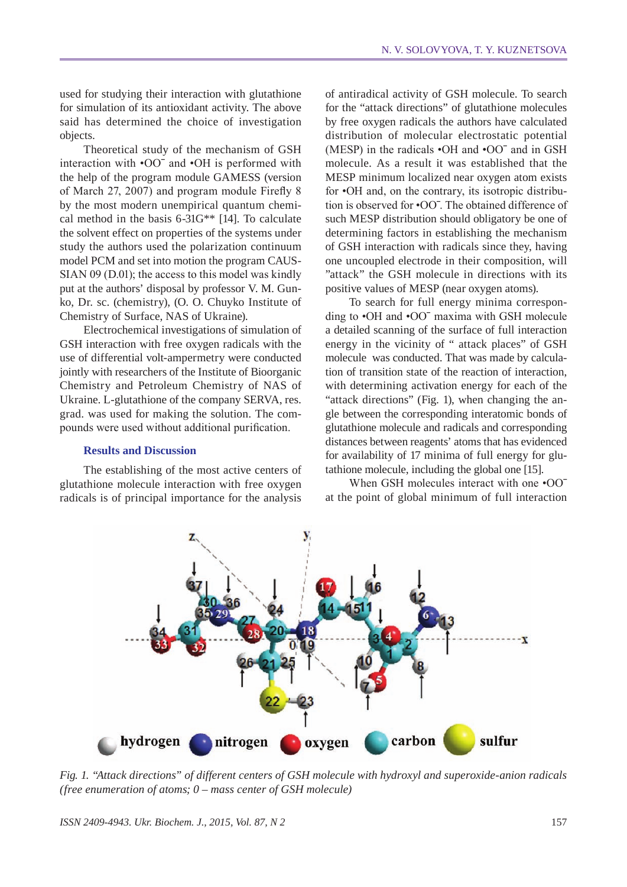used for studying their interaction with glutathione for simulation of its antioxidant activity. The above said has determined the choice of investigation objects.

Theoretical study of the mechanism of GSH interaction with •OO¯ and •OH is performed with the help of the program module GAMESS (version of March 27, 2007) and program module Firefly 8 by the most modern unempirical quantum chemical method in the basis 6-31G** [14]. To calculate the solvent effect on properties of the systems under study the authors used the polarization continuum model PCM and set into motion the program CAUSSIAN 09 (D.01); the access to this model was kindly put at the authors' disposal by professor V. M. Gunko, Dr. sc. (chemistry), (O. O. Chuyko Institute of Chemistry of Surface, NAS of Ukraine).

Electrochemical investigations of simulation of GSH interaction with free oxygen radicals with the use of differential volt-ampermetry were conducted jointly with researchers of the Institute of Bioorganic Chemistry and Petroleum Chemistry of NAS of Ukraine. L-glutathione of the company SERVA, res. grad. was used for making the solution. The compounds were used without additional purification.

## Results and Discussion

The establishing of the most active centers of glutathione molecule interaction with free oxygen radicals is of principal importance for the analysis of antiradical activity of GSH molecule. To search for the "attack directions" of glutathione molecules by free oxygen radicals the authors have calculated distribution of molecular electrostatic potential (MESP) in the radicals •OH and •OO¯ and in GSH molecule. As a result it was established that the MESP minimum localized near oxygen atom exists for •OH and, on the contrary, its isotropic distribution is observed for •OO¯. The obtained difference of such MESP distribution should obligatory be one of determining factors in establishing the mechanism of GSH interaction with radicals since they, having one uncoupled electrode in their composition, will "attack" the GSH molecule in directions with its positive values of MESP (near oxygen atoms).

To search for full energy minima corresponding to •OH and •OO¯ maxima with GSH molecule a detailed scanning of the surface of full interaction energy in the vicinity of " attack places" of GSH molecule was conducted. That was made by calculation of transition state of the reaction of interaction, with determining activation energy for each of the "attack directions" (Fig. 1), when changing the angle between the corresponding interatomic bonds of glutathione molecule and radicals and corresponding distances between reagents' atoms that has evidenced for availability of 17 minima of full energy for glutathione molecule, including the global one [15].

When GSH molecules interact with one •OO¯ at the point of global minimum of full interaction

*Fig. 1. "Attack directions" of different centers of GSH molecule with hydroxyl and superoxide-anion radicals (free enumeration of atoms; 0 – mass center of GSH molecule)*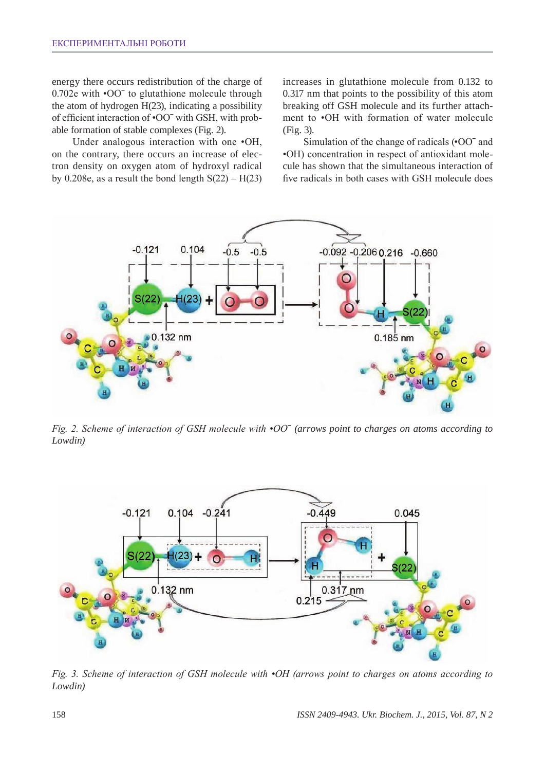energy there occurs redistribution of the charge of 0.702e with •OO¯ to glutathione molecule through the atom of hydrogen H(23), indicating a possibility of efficient interaction of •OO¯ with GSH, with probable formation of stable complexes (Fig. 2).

Under analogous interaction with one •OH, on the contrary, there occurs an increase of electron density on oxygen atom of hydroxyl radical by 0.208e, as a result the bond length S(22) – H(23) increases in glutathione molecule from 0.132 to 0.317 nm that points to the possibility of this atom breaking off GSH molecule and its further attachment to •OH with formation of water molecule (Fig. 3).

Simulation of the change of radicals (•OO¯ and •OH) concentration in respect of antioxidant molecule has shown that the simultaneous interaction of five radicals in both cases with GSH molecule does

*Fig. 2. Scheme of interaction of GSH molecule with •OO¯ (arrows point to charges on atoms according to Lowdin)*

*Fig. 3. Scheme of interaction of GSH molecule with •OH (arrows point to charges on atoms according to Lowdin)*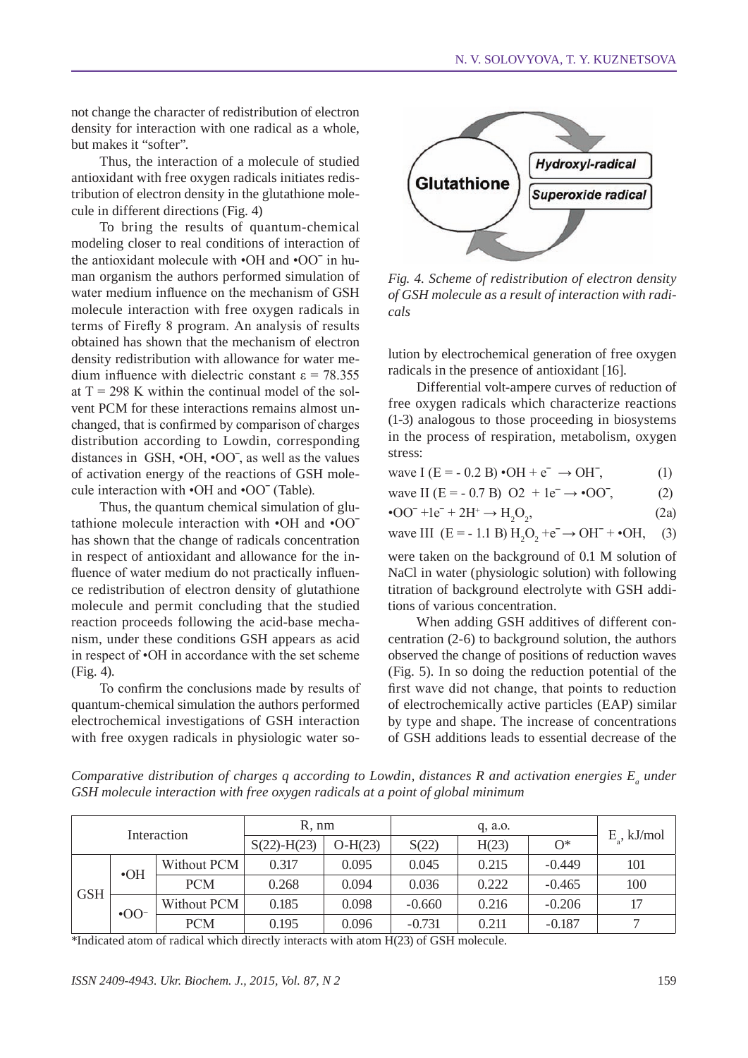not change the character of redistribution of electron density for interaction with one radical as a whole, but makes it "softer".

Thus, the interaction of a molecule of studied antioxidant with free oxygen radicals initiates redistribution of electron density in the glutathione molecule in different directions (Fig. 4)

To bring the results of quantum-chemical modeling closer to real conditions of interaction of the antioxidant molecule with •OH and $•OO^-$ in human organism the authors performed simulation of water medium influence on the mechanism of GSH molecule interaction with free oxygen radicals in terms of Firefly 8 program. An analysis of results obtained has shown that the mechanism of electron density redistribution with allowance for water medium influence with dielectric constant $\varepsilon = 78.355$ at $T = 298$ K within the continual model of the solvent PCM for these interactions remains almost unchanged, that is confirmed by comparison of charges distribution according to Lowdin, corresponding distances in GSH, •OH, $•OO^-$, as well as the values of activation energy of the reactions of GSH molecule interaction with •OH and $•OO^-$ (Table).

Thus, the quantum chemical simulation of glutathione molecule interaction with •OH and $•OO^-$ has shown that the change of radicals concentration in respect of antioxidant and allowance for the influence of water medium do not practically influence redistribution of electron density of glutathione molecule and permit concluding that the studied reaction proceeds following the acid-base mechanism, under these conditions GSH appears as acid in respect of •OH in accordance with the set scheme (Fig. 4).

To confirm the conclusions made by results of quantum-chemical simulation the authors performed electrochemical investigations of GSH interaction with free oxygen radicals in physiologic water solution by electrochemical generation of free oxygen radicals in the presence of antioxidant [16].

*Fig. 4. Scheme of redistribution of electron density of GSH molecule as a result of interaction with radicals*

Differential volt-ampere curves of reduction of free oxygen radicals which characterize reactions (1-3) analogous to those proceeding in biosystems in the process of respiration, metabolism, oxygen stress:

wave I (E = - 0.2 B) $•OH + e^- \rightarrow OH^-$, (1)

wave II (E = - 0.7 B) $O2 + 1e^- \rightarrow •OO^-$, (2)

$•OO^- + 1e^- + 2H^+ \rightarrow H_2O_2$, (2a)

wave III (E = - 1.1 B) $H_2O_2 + e^- \rightarrow OH^- + •OH$, (3)

were taken on the background of 0.1 M solution of NaCl in water (physiologic solution) with following titration of background electrolyte with GSH additions of various concentration.

When adding GSH additives of different concentration (2-6) to background solution, the authors observed the change of positions of reduction waves (Fig. 5). In so doing the reduction potential of the first wave did not change, that points to reduction of electrochemically active particles (EAP) similar by type and shape. The increase of concentrations of GSH additions leads to essential decrease of the

*Comparative distribution of charges q according to Lowdin, distances R and activation energies $E_a$ under GSH molecule interaction with free oxygen radicals at a point of global minimum*

| Interaction | | | R, nm | | q, a.o. | | | $E_a$, kJ/mol |
|---|---|---|---|---|---|---|---|---|
| | | | S(22)-H(23) | O-H(23) | S(22) | H(23) | O* | |
| GSH | •OH | Without PCM | 0.317 | 0.095 | 0.045 | 0.215 | -0.449 | 101 |
| | | PCM | 0.268 | 0.094 | 0.036 | 0.222 | -0.465 | 100 |
| | $•OO^-$ | Without PCM | 0.185 | 0.098 | -0.660 | 0.216 | -0.206 | 17 |
| | | PCM | 0.195 | 0.096 | -0.731 | 0.211 | -0.187 | 7 |

*Indicated atom of radical which directly interacts with atom H(23) of GSH molecule.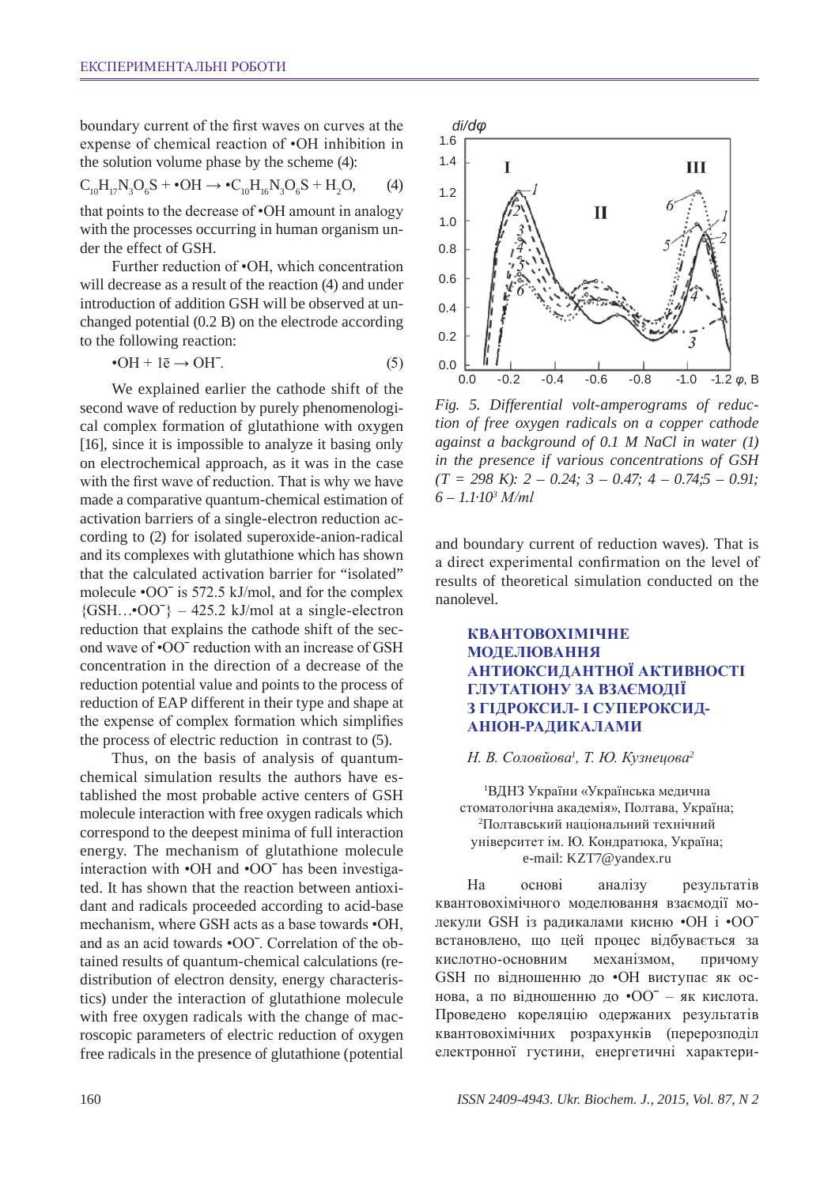boundary current of the first waves on curves at the expense of chemical reaction of •OH inhibition in the solution volume phase by the scheme (4):

$$C_{10}H_{17}N_3O_6S + \bullet OH \rightarrow \bullet C_{10}H_{16}N_3O_6S + H_2O, \qquad (4)$$

that points to the decrease of •OH amount in analogy with the processes occurring in human organism under the effect of GSH.

Further reduction of •OH, which concentration will decrease as a result of the reaction (4) and under introduction of addition GSH will be observed at unchanged potential (0.2 B) on the electrode according to the following reaction:

$$\bullet OH + 1\bar{e} \rightarrow OH^{-}. \qquad (5)$$

We explained earlier the cathode shift of the second wave of reduction by purely phenomenological complex formation of glutathione with oxygen [16], since it is impossible to analyze it basing only on electrochemical approach, as it was in the case with the first wave of reduction. That is why we have made a comparative quantum-chemical estimation of activation barriers of a single-electron reduction according to (2) for isolated superoxide-anion-radical and its complexes with glutathione which has shown that the calculated activation barrier for "isolated" molecule $\bullet OO^{-}$ is 572.5 kJ/mol, and for the complex $\{GSH…\bullet OO^{-}\}$ – 425.2 kJ/mol at a single-electron reduction that explains the cathode shift of the second wave of $\bullet OO^{-}$ reduction with an increase of GSH concentration in the direction of a decrease of the reduction potential value and points to the process of reduction of EAP different in their type and shape at the expense of complex formation which simplifies the process of electric reduction in contrast to (5).

Thus, on the basis of analysis of quantum-chemical simulation results the authors have established the most probable active centers of GSH molecule interaction with free oxygen radicals which correspond to the deepest minima of full interaction energy. The mechanism of glutathione molecule interaction with •OH and $\bullet OO^{-}$ has been investigated. It has shown that the reaction between antioxidant and radicals proceeded according to acid-base mechanism, where GSH acts as a base towards •OH, and as an acid towards $\bullet OO^{-}$. Correlation of the obtained results of quantum-chemical calculations (redistribution of electron density, energy characteristics) under the interaction of glutathione molecule with free oxygen radicals with the change of macroscopic parameters of electric reduction of oxygen free radicals in the presence of glutathione (potential and boundary current of reduction waves). That is a direct experimental confirmation on the level of results of theoretical simulation conducted on the nanolevel.

*Fig. 5. Differential volt-amperograms of reduction of free oxygen radicals on a copper cathode against a background of 0.1 M NaCl in water (1) in the presence if various concentrations of GSH (T = 298 K): 2 – 0.24; 3 – 0.47; 4 – 0.74;5 – 0.91; 6 – 1.1·10³ M/ml*

## КВАНТОВОХІМІЧНЕ МОДЕЛЮВАННЯ АНТИОКСИДАНТНОЇ АКТИВНОСТІ ГЛУТАТІОНУ ЗА ВЗАЄМОДІЇ З ГІДРОКСИЛ- І СУПЕРОКСИД-АНІОН-РАДИКАЛАМИ

*Н. В. Соловйова[1], Т. Ю. Кузнецова[2]*

[1]ВДНЗ України «Українська медична стоматологічна академія», Полтава, Україна;
[2]Полтавський національний технічний університет ім. Ю. Кондратюка, Україна;
e-mail: KZT7@yandex.ru

На основі аналізу результатів квантовохімічного моделювання взаємодії молекули GSH із радикалами кисню •OH і $\bullet OO^{-}$ встановлено, що цей процес відбувається за кислотно-основним механізмом, причому GSH по відношенню до •OH виступає як основа, а по відношенню до $\bullet OO^{-}$ – як кислота. Проведено кореляцію одержаних результатів квантовохімічних розрахунків (перерозподіл електронної густини, енергетичні характери-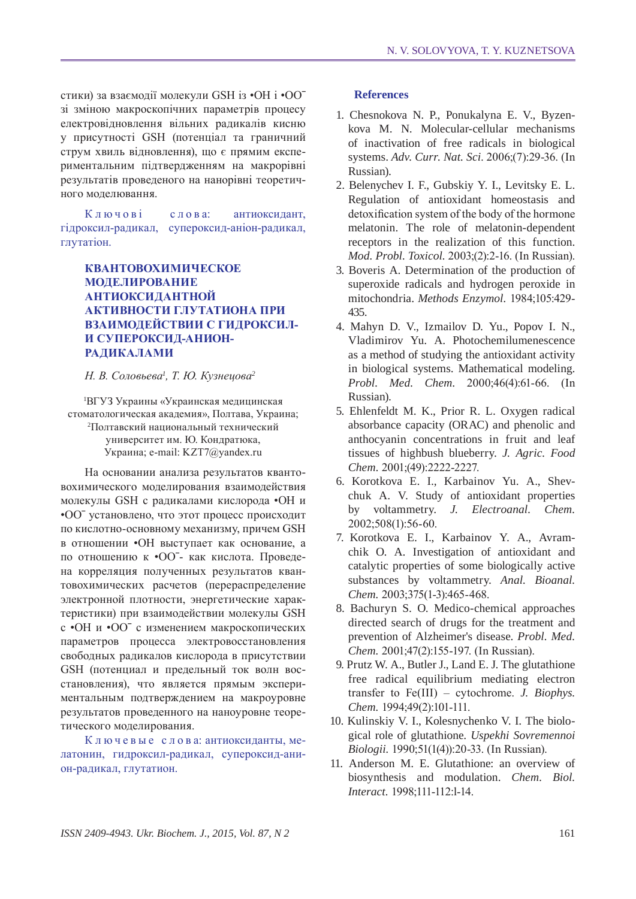стики) за взаємодії молекули GSH із •OH і •OO¯ зі зміною макроскопічних параметрів процесу електровідновлення вільних радикалів кисню у присутності GSH (потенціал та граничний струм хвиль відновлення), що є прямим експериментальним підтвердженням на макрорівні результатів проведеного на нанорівні теоретичного моделювання.

Ключові слова: антиоксидант, гідроксил-радикал, супероксид-аніон-радикал, глутатіон.

## КВАНТОВОХИМИЧЕСКОЕ МОДЕЛИРОВАНИЕ АНТИОКСИДАНТНОЙ АКТИВНОСТИ ГЛУТАТИОНА ПРИ ВЗАИМОДЕЙСТВИИ С ГИДРОКСИЛ- И СУПЕРОКСИД-АНИОН-РАДИКАЛАМИ

*Н. В. Соловьева[1], Т. Ю. Кузнецова[2]*

[1]ВГУЗ Украины «Украинская медицинская стоматологическая академия», Полтава, Украина;
[2]Полтавский национальный технический университет им. Ю. Кондратюка, Украина; e-mail: KZT7@yandex.ru

На основании анализа результатов квантовохимического моделирования взаимодействия молекулы GSH с радикалами кислорода •OH и •OO¯ установлено, что этот процесс происходит по кислотно-основному механизму, причем GSH в отношении •OH выступает как основание, а по отношению к •OO¯- как кислота. Проведена корреляция полученных результатов квантовохимических расчетов (перераспределение электронной плотности, энергетические характеристики) при взаимодействии молекулы GSH с •OH и •OO¯ с изменением макроскопических параметров процесса электровосстановления свободных радикалов кислорода в присутствии GSH (потенциал и предельный ток волн восстановления), что является прямым экспериментальным подтверждением на макроуровне результатов проведенного на наноуровне теоретического моделирования.

Ключевые слова: антиоксиданты, мелатонин, гидроксил-радикал, супероксид-анион-радикал, глутатион.

### References

1. Chesnokova N. P., Ponukalyna E. V., Byzenkova M. N. Molecular-cellular mechanisms of inactivation of free radicals in biological systems. *Adv. Curr. Nat. Sci*. 2006;(7):29-36. (In Russian).
2. Belenychev I. F., Gubskiy Y. I., Levitsky E. L. Regulation of antioxidant homeostasis and detoxification system of the body of the hormone melatonin. The role of melatonin-dependent receptors in the realization of this function. *Mod. Probl. Toxicol*. 2003;(2):2-16. (In Russian).
3. Boveris A. Determination of the production of superoxide radicals and hydrogen peroxide in mitochondria. *Methods Enzymol*. 1984;105:429-435.
4. Mahyn D. V., Izmailov D. Yu., Popov I. N., Vladimirov Yu. A. Photochemilumenescence as a method of studying the antioxidant activity in biological systems. Mathematical modeling. *Probl. Med. Chem*. 2000;46(4):61-66. (In Russian).
5. Ehlenfeldt M. K., Prior R. L. Oxygen radical absorbance capacity (ORAC) and phenolic and anthocyanin concentrations in fruit and leaf tissues of highbush blueberry. *J. Agric. Food Chem*. 2001;(49):2222-2227.
6. Korotkova E. I., Karbainov Yu. A., Shevchuk A. V. Study of antioxidant properties by voltammetry. *J. Electroanal. Chem*. 2002;508(1):56-60.
7. Korotkova E. I., Karbainov Y. A., Avramchik O. A. Investigation of antioxidant and catalytic properties of some biologically active substances by voltammetry. *Anal. Bioanal. Chem*. 2003;375(1-3):465-468.
8. Bachuryn S. O. Medico-chemical approaches directed search of drugs for the treatment and prevention of Alzheimer's disease. *Probl. Med. Chem*. 2001;47(2):155-197. (In Russian).
9. Prutz W. A., Butler J., Land E. J. The glutathione free radical equilibrium mediating electron transfer to Fe(III) – cytochrome. *J. Biophys. Chem*. 1994;49(2):101-111.
10. Kulinskiy V. I., Kolesnychenko V. I. The biological role of glutathione. *Uspekhi Sovremennoi Biologii*. 1990;51(1(4)):20-33. (In Russian).
11. Anderson M. E. Glutathione: an overview of biosynthesis and modulation. *Chem. Biol. Interact*. 1998;111-112:l-14.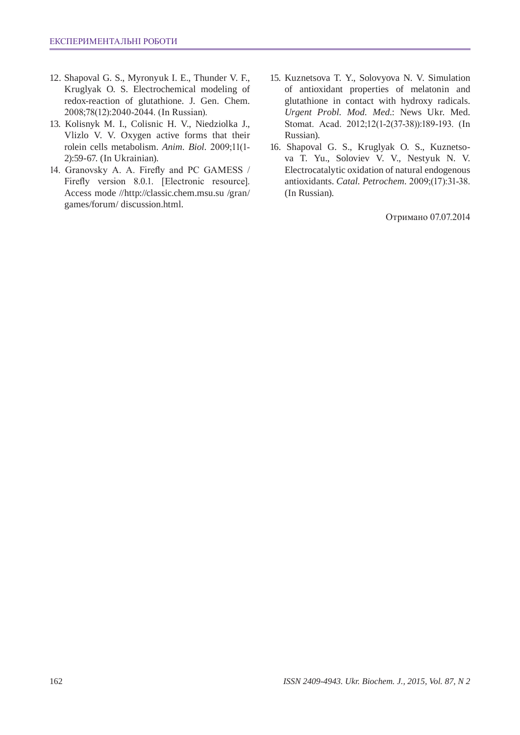12. Shapoval G. S., Myronyuk I. E., Thunder V. F., Kruglyak O. S. Electrochemical modeling of redox-reaction of glutathione. J. Gen. Chem. 2008;78(12):2040-2044. (In Russian).
13. Kolisnyk M. I., Colisnic H. V., Niedziolka J., Vlizlo V. V. Oxygen active forms that their rolein cells metabolism. *Anim. Biol.* 2009;11(1-2):59-67. (In Ukrainian).
14. Granovsky A. A. Firefly and PC GAMESS / Firefly version 8.0.1. [Electronic resource]. Access mode //http://classic.chem.msu.su /gran/ games/forum/ discussion.html.
15. Kuznetsova T. Y., Solovyova N. V. Simulation of antioxidant properties of melatonin and glutathione in contact with hydroxy radicals. *Urgent Probl. Mod. Med.*: News Ukr. Med. Stomat. Acad. 2012;12(1-2(37-38)):189-193. (In Russian).
16. Shapoval G. S., Kruglyak O. S., Kuznetsova T. Yu., Soloviev V. V., Nestyuk N. V. Electrocatalytic oxidation of natural endogenous antioxidants. *Catal. Petrochem.* 2009;(17):31-38. (In Russian).

Отримано 07.07.2014